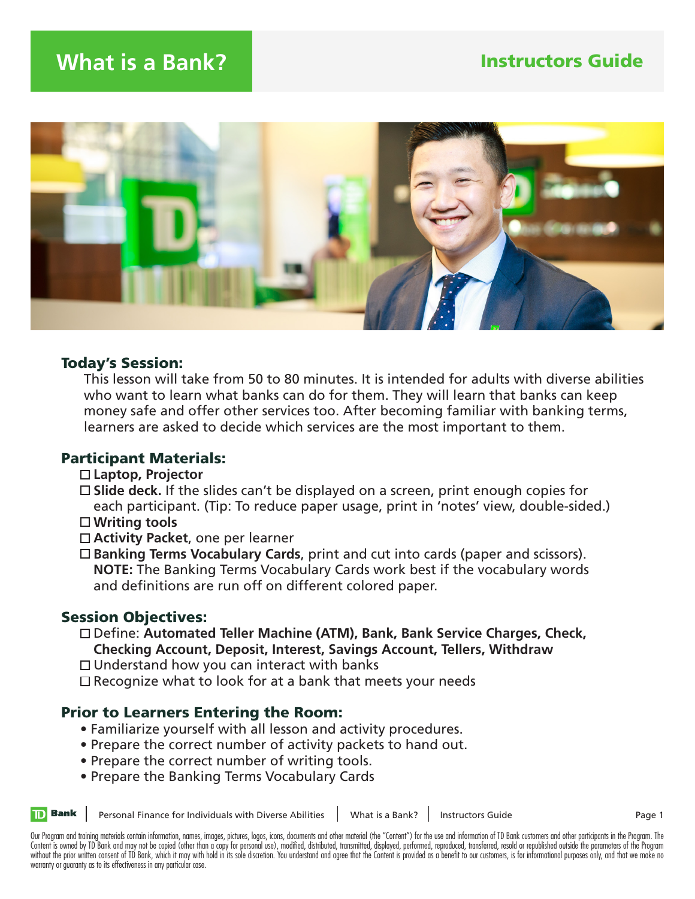# What is a Bank?

## Instructors Guide

### Today's Session:

This lesson will take from 50 to 80 minutes. It is intended for adults with diverse abilities who want to learn what banks can do for them. They will learn that banks can keep money safe and offer other services too. After becoming familiar with banking terms, learners are asked to decide which services are the most important to them.

### Participant Materials:

- ☐ **Laptop, Projector**
- ☐ **Slide deck.** If the slides can't be displayed on a screen, print enough copies for each participant. (Tip: To reduce paper usage, print in 'notes' view, double-sided.)
- ☐ **Writing tools**
- ☐ **Activity Packet**, one per learner
- ☐ **Banking Terms Vocabulary Cards**, print and cut into cards (paper and scissors). **NOTE:** The Banking Terms Vocabulary Cards work best if the vocabulary words and definitions are run off on different colored paper.

### Session Objectives:

- ☐ Define: **Automated Teller Machine (ATM), Bank, Bank Service Charges, Check, Checking Account, Deposit, Interest, Savings Account, Tellers, Withdraw**
- ☐ Understand how you can interact with banks
- ☐ Recognize what to look for at a bank that meets your needs

### Prior to Learners Entering the Room:

- Familiarize yourself with all lesson and activity procedures.
- Prepare the correct number of activity packets to hand out.
- Prepare the correct number of writing tools.
- Prepare the Banking Terms Vocabulary Cards

Our Program and training materials contain information, names, images, pictures, logos, icons, documents and other material (the "Content") for the use and information of TD Bank customers and other participants in the Program. The Content is owned by TD Bank and may not be copied (other than a copy for personal use), modified, distributed, transmitted, displayed, performed, reproduced, transferred, resold or republished outside the parameters of the Program without the prior written consent of TD Bank, which it may with hold in its sole discretion. You understand and agree that the Content is provided as a benefit to our customers, is for informational purposes only, and that we make no warranty or guaranty as to its effectiveness in any particular case.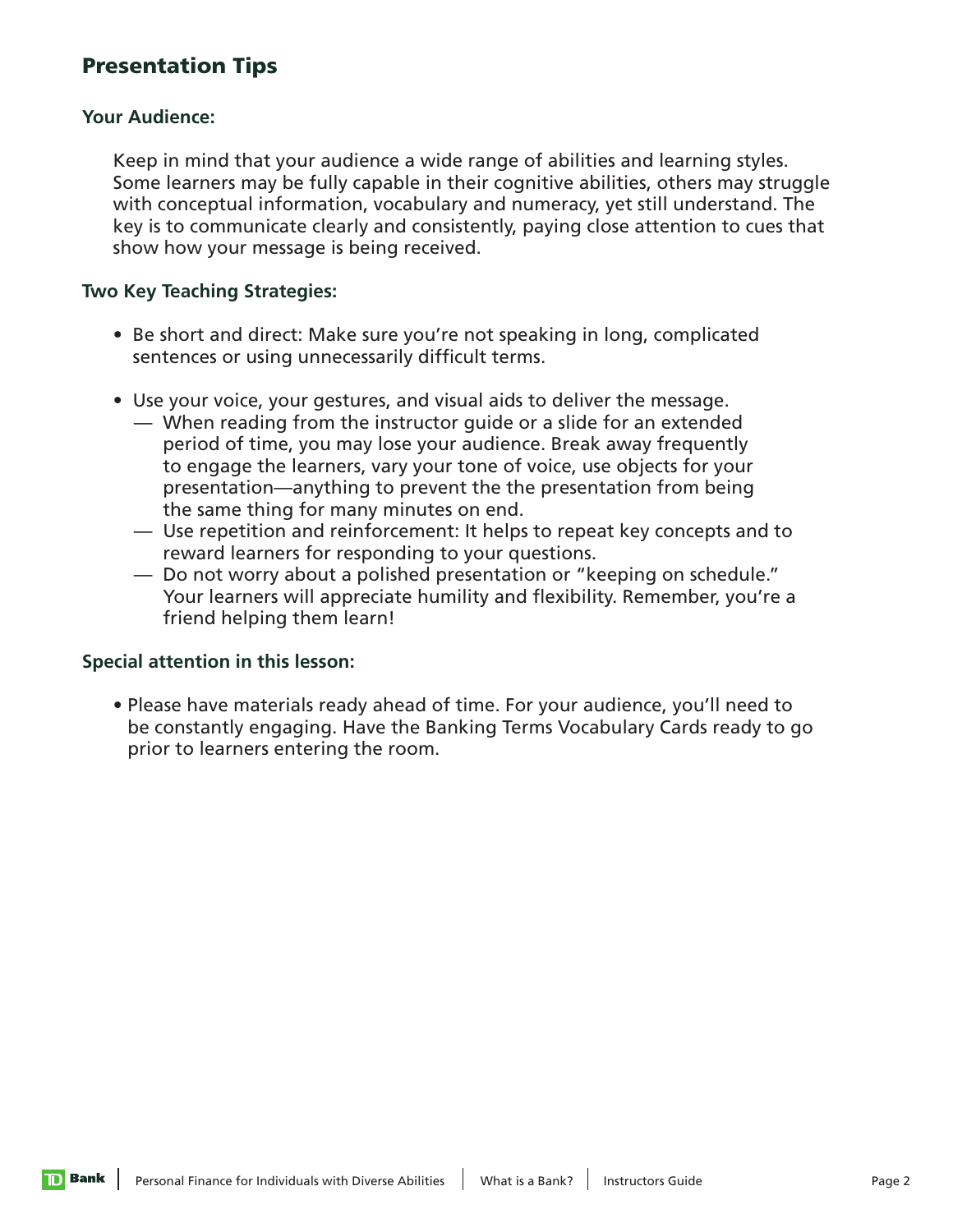## Presentation Tips

### Your Audience:

Keep in mind that your audience a wide range of abilities and learning styles. Some learners may be fully capable in their cognitive abilities, others may struggle with conceptual information, vocabulary and numeracy, yet still understand. The key is to communicate clearly and consistently, paying close attention to cues that show how your message is being received.

### Two Key Teaching Strategies:

- Be short and direct: Make sure you're not speaking in long, complicated sentences or using unnecessarily difficult terms.

- Use your voice, your gestures, and visual aids to deliver the message.
  - When reading from the instructor guide or a slide for an extended period of time, you may lose your audience. Break away frequently to engage the learners, vary your tone of voice, use objects for your presentation—anything to prevent the the presentation from being the same thing for many minutes on end.
  - Use repetition and reinforcement: It helps to repeat key concepts and to reward learners for responding to your questions.
  - Do not worry about a polished presentation or "keeping on schedule." Your learners will appreciate humility and flexibility. Remember, you're a friend helping them learn!

### Special attention in this lesson:

- Please have materials ready ahead of time. For your audience, you'll need to be constantly engaging. Have the Banking Terms Vocabulary Cards ready to go prior to learners entering the room.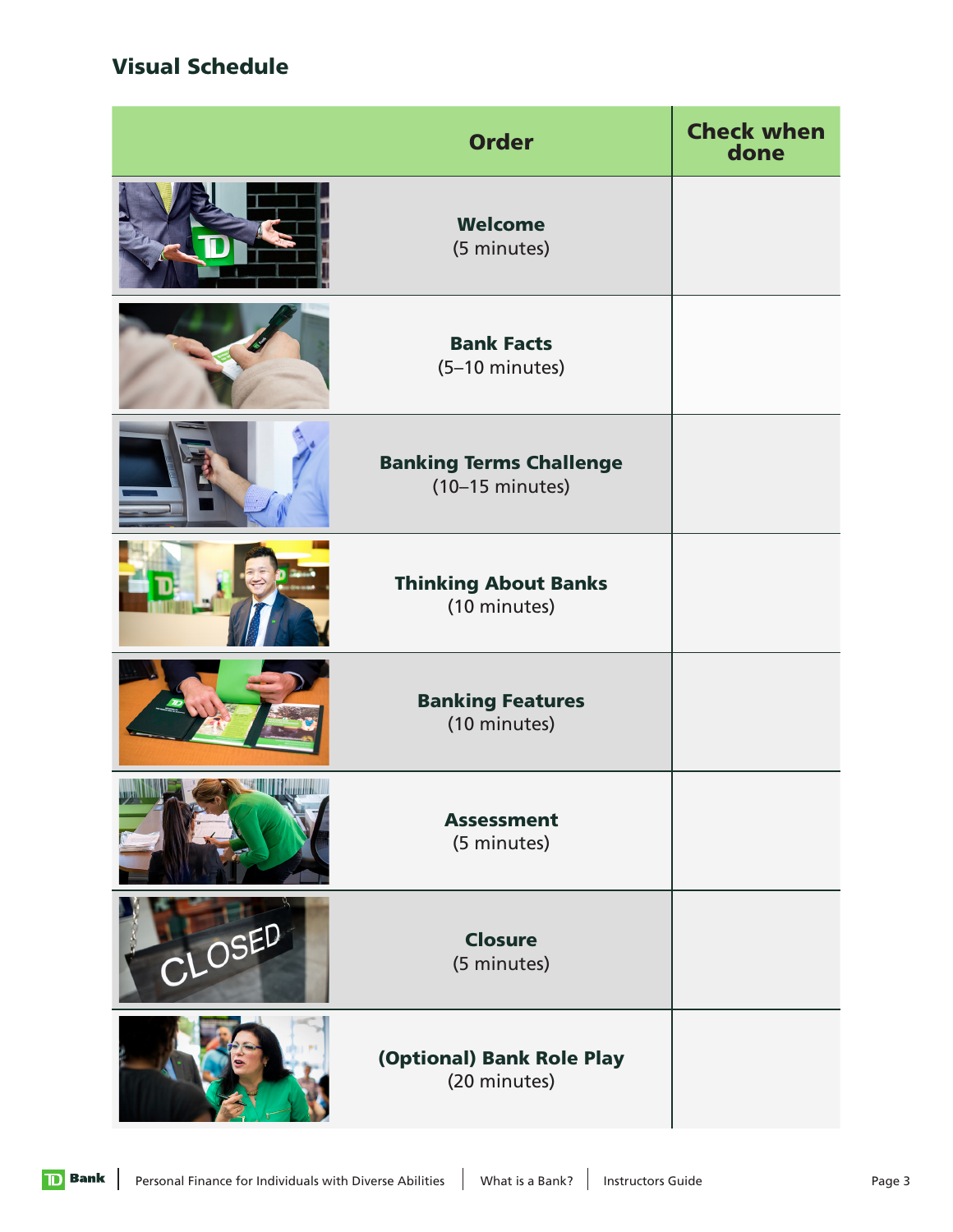## Visual Schedule

| Order | Check when done |
|---|---|
| **Welcome** (5 minutes) | |
| **Bank Facts** (5–10 minutes) | |
| **Banking Terms Challenge** (10–15 minutes) | |
| **Thinking About Banks** (10 minutes) | |
| **Banking Features** (10 minutes) | |
| **Assessment** (5 minutes) | |
| **Closure** (5 minutes) | |
| **(Optional) Bank Role Play** (20 minutes) | |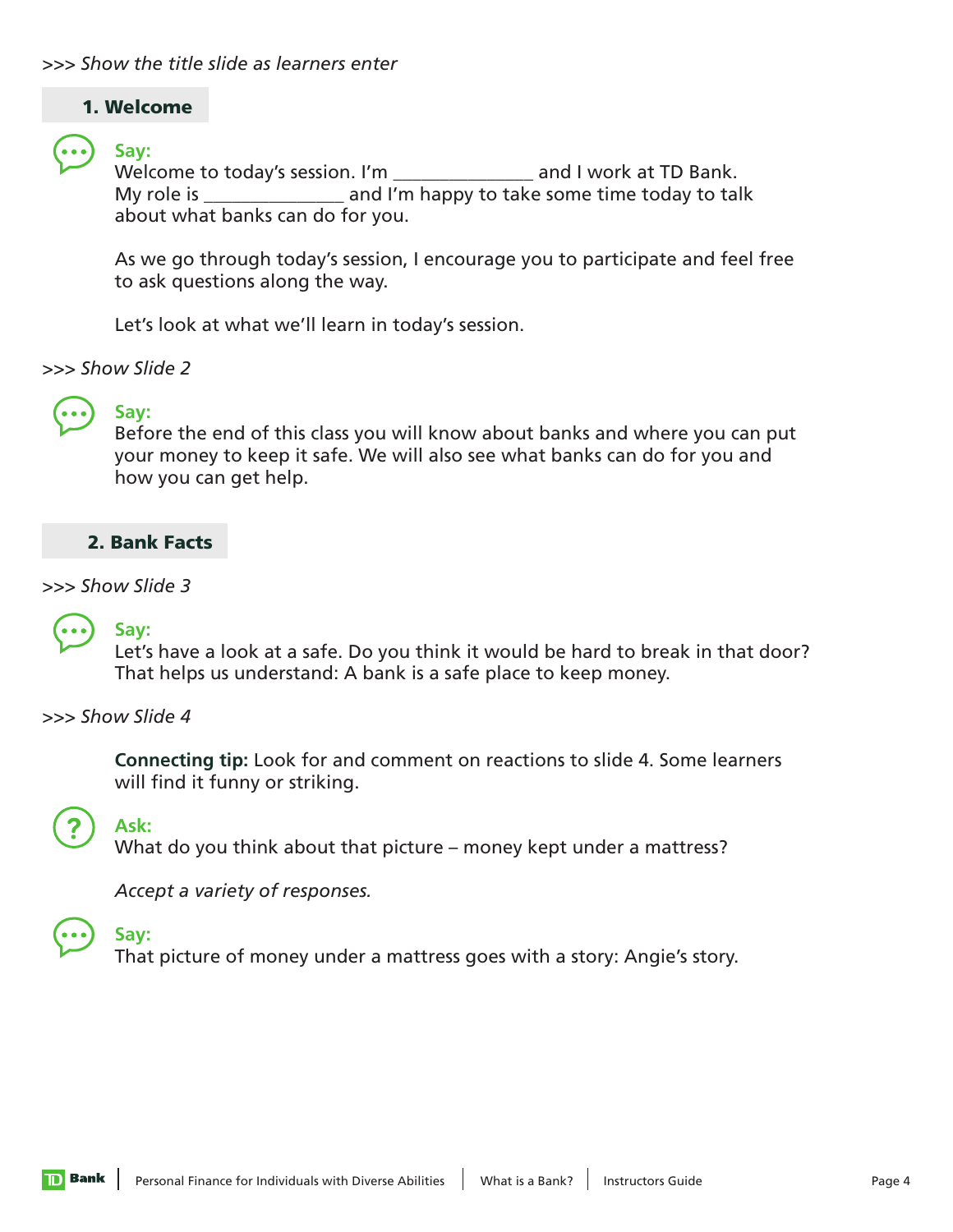*>>> Show the title slide as learners enter*

## 1. Welcome

**Say:**
Welcome to today's session. I'm _______________ and I work at TD Bank. My role is _______________ and I'm happy to take some time today to talk about what banks can do for you.

As we go through today's session, I encourage you to participate and feel free to ask questions along the way.

Let's look at what we'll learn in today's session.

*>>> Show Slide 2*

**Say:**
Before the end of this class you will know about banks and where you can put your money to keep it safe. We will also see what banks can do for you and how you can get help.

## 2. Bank Facts

*>>> Show Slide 3*

**Say:**
Let's have a look at a safe. Do you think it would be hard to break in that door? That helps us understand: A bank is a safe place to keep money.

*>>> Show Slide 4*

**Connecting tip:** Look for and comment on reactions to slide 4. Some learners will find it funny or striking.

**Ask:**
What do you think about that picture – money kept under a mattress?

*Accept a variety of responses.*

**Say:**
That picture of money under a mattress goes with a story: Angie's story.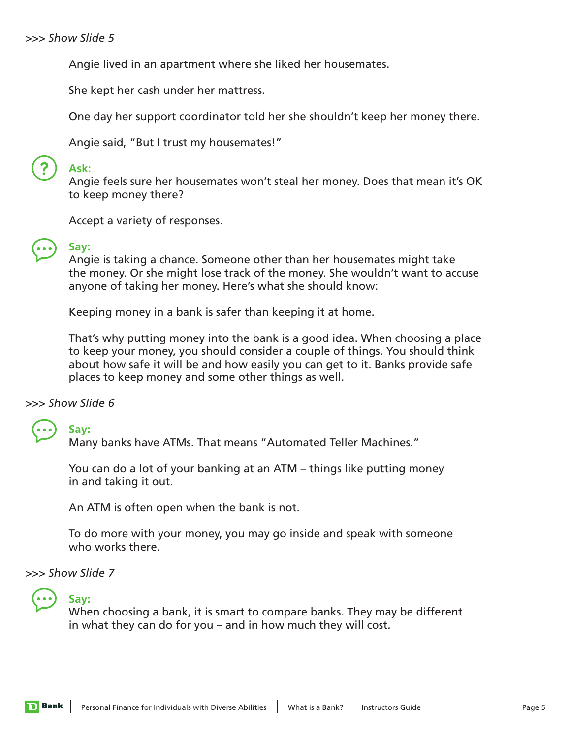*>>> Show Slide 5*

Angie lived in an apartment where she liked her housemates.

She kept her cash under her mattress.

One day her support coordinator told her she shouldn't keep her money there.

Angie said, "But I trust my housemates!"

**Ask:**
Angie feels sure her housemates won't steal her money. Does that mean it's OK to keep money there?

Accept a variety of responses.

**Say:**
Angie is taking a chance. Someone other than her housemates might take the money. Or she might lose track of the money. She wouldn't want to accuse anyone of taking her money. Here's what she should know:

Keeping money in a bank is safer than keeping it at home.

That's why putting money into the bank is a good idea. When choosing a place to keep your money, you should consider a couple of things. You should think about how safe it will be and how easily you can get to it. Banks provide safe places to keep money and some other things as well.

*>>> Show Slide 6*

**Say:**
Many banks have ATMs. That means "Automated Teller Machines."

You can do a lot of your banking at an ATM – things like putting money in and taking it out.

An ATM is often open when the bank is not.

To do more with your money, you may go inside and speak with someone who works there.

*>>> Show Slide 7*

**Say:**
When choosing a bank, it is smart to compare banks. They may be different in what they can do for you – and in how much they will cost.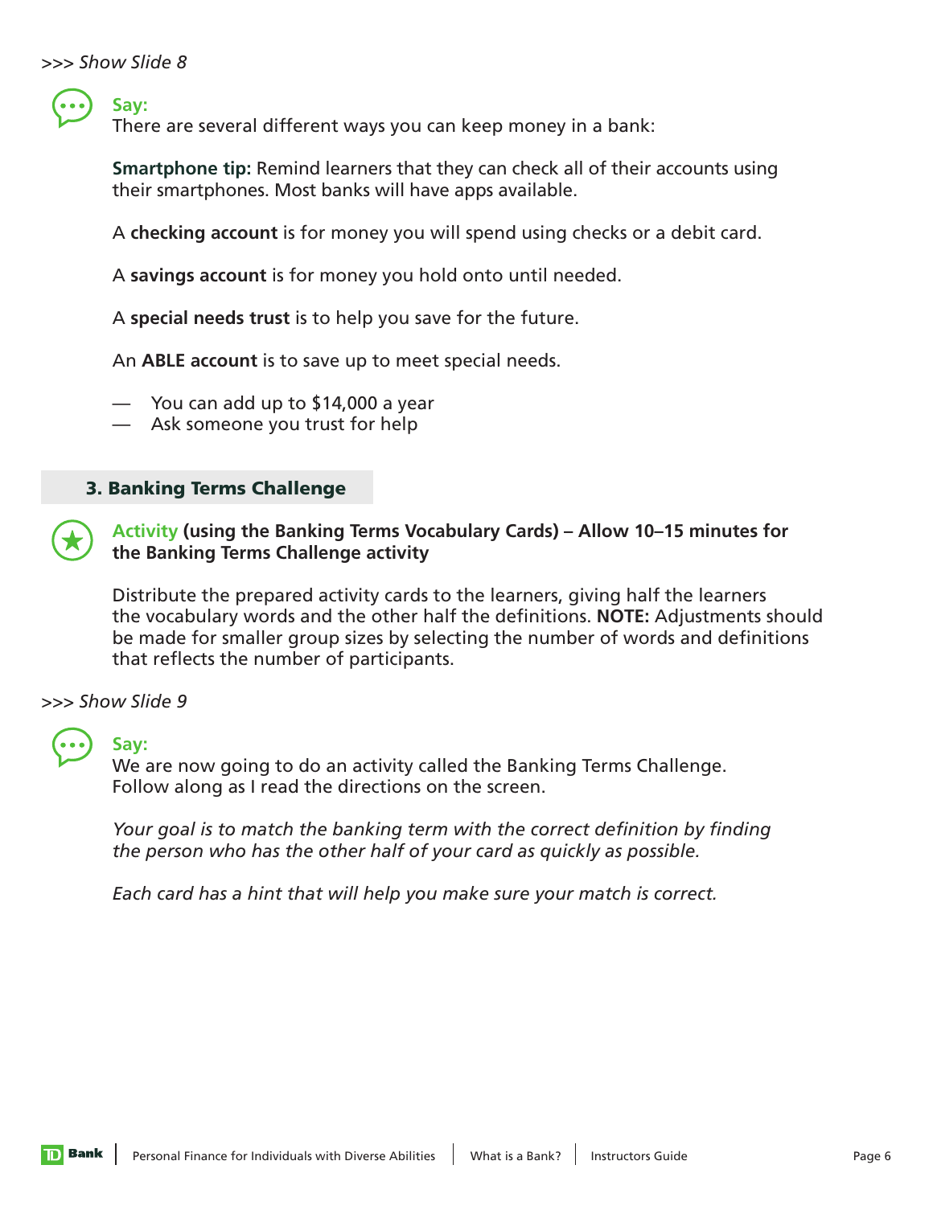*>>> Show Slide 8*

**Say:**
There are several different ways you can keep money in a bank:

**Smartphone tip:** Remind learners that they can check all of their accounts using their smartphones. Most banks will have apps available.

A **checking account** is for money you will spend using checks or a debit card.

A **savings account** is for money you hold onto until needed.

A **special needs trust** is to help you save for the future.

An **ABLE account** is to save up to meet special needs.

- You can add up to $14,000 a year
- Ask someone you trust for help

## 3. Banking Terms Challenge

**Activity (using the Banking Terms Vocabulary Cards) – Allow 10–15 minutes for the Banking Terms Challenge activity**

Distribute the prepared activity cards to the learners, giving half the learners the vocabulary words and the other half the definitions. **NOTE:** Adjustments should be made for smaller group sizes by selecting the number of words and definitions that reflects the number of participants.

*>>> Show Slide 9*

**Say:**
We are now going to do an activity called the Banking Terms Challenge. Follow along as I read the directions on the screen.

*Your goal is to match the banking term with the correct definition by finding the person who has the other half of your card as quickly as possible.*

*Each card has a hint that will help you make sure your match is correct.*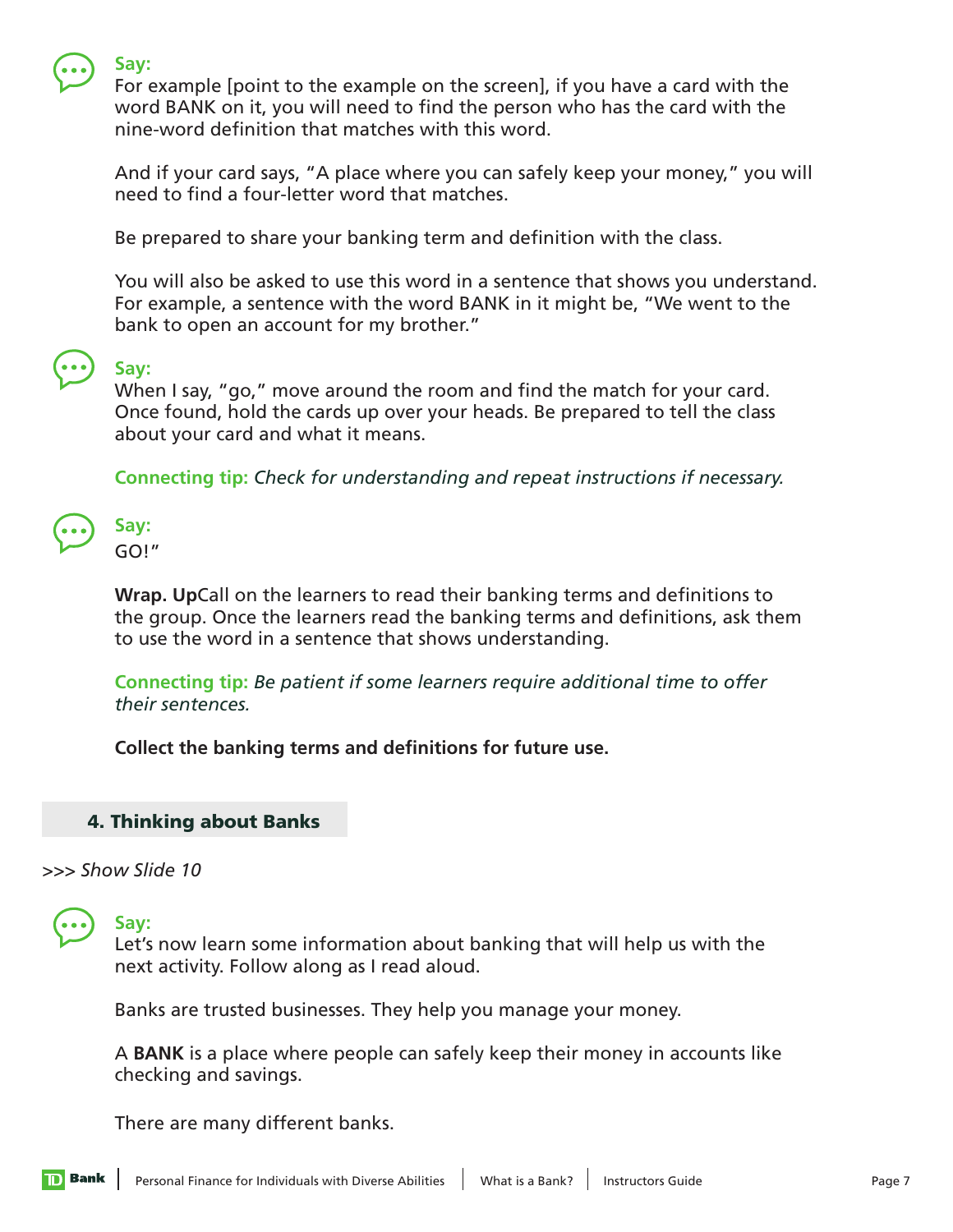**Say:**

For example [point to the example on the screen], if you have a card with the word BANK on it, you will need to find the person who has the card with the nine-word definition that matches with this word.

And if your card says, "A place where you can safely keep your money," you will need to find a four-letter word that matches.

Be prepared to share your banking term and definition with the class.

You will also be asked to use this word in a sentence that shows you understand. For example, a sentence with the word BANK in it might be, "We went to the bank to open an account for my brother."

**Say:**

When I say, "go," move around the room and find the match for your card. Once found, hold the cards up over your heads. Be prepared to tell the class about your card and what it means.

**Connecting tip:** *Check for understanding and repeat instructions if necessary.*

**Say:**

GO!"

**Wrap. Up**Call on the learners to read their banking terms and definitions to the group. Once the learners read the banking terms and definitions, ask them to use the word in a sentence that shows understanding.

**Connecting tip:** *Be patient if some learners require additional time to offer their sentences.*

**Collect the banking terms and definitions for future use.**

## 4. Thinking about Banks

>>> *Show Slide 10*

**Say:**

Let's now learn some information about banking that will help us with the next activity. Follow along as I read aloud.

Banks are trusted businesses. They help you manage your money.

A **BANK** is a place where people can safely keep their money in accounts like checking and savings.

There are many different banks.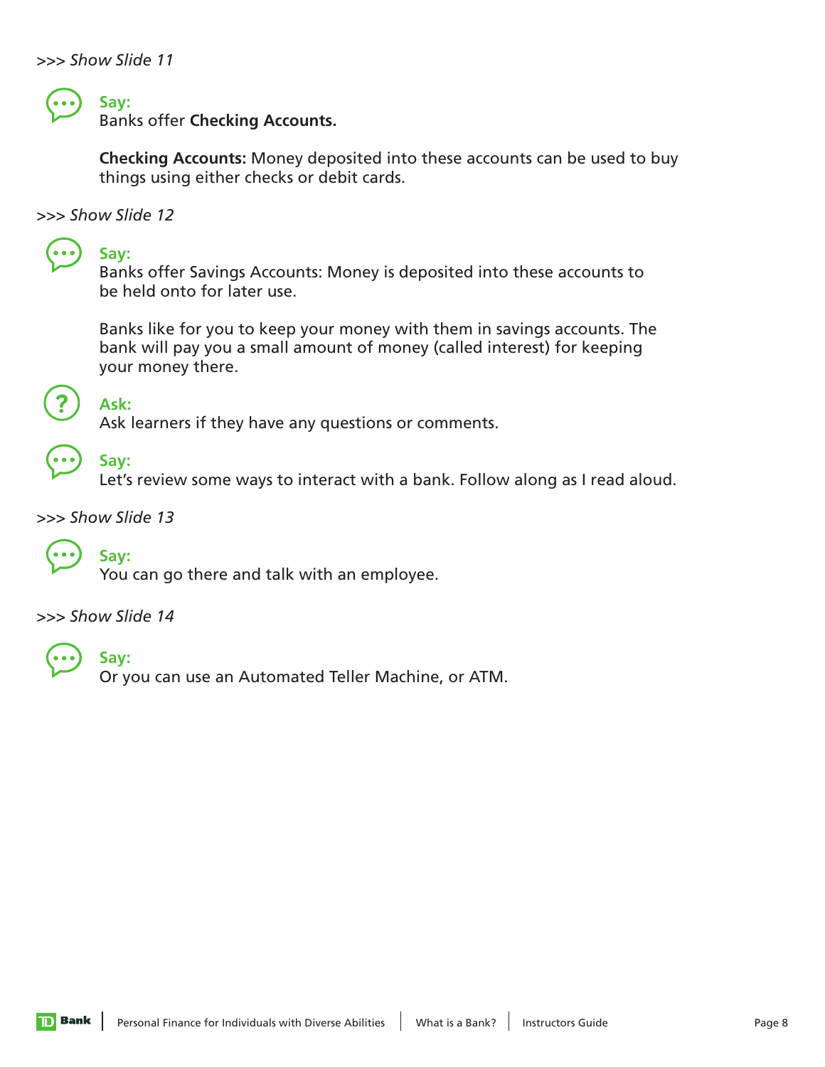*>>> Show Slide 11*

**Say:**
Banks offer **Checking Accounts.**

**Checking Accounts:** Money deposited into these accounts can be used to buy things using either checks or debit cards.

*>>> Show Slide 12*

**Say:**
Banks offer Savings Accounts: Money is deposited into these accounts to be held onto for later use.

Banks like for you to keep your money with them in savings accounts. The bank will pay you a small amount of money (called interest) for keeping your money there.

**Ask:**
Ask learners if they have any questions or comments.

**Say:**
Let's review some ways to interact with a bank. Follow along as I read aloud.

*>>> Show Slide 13*

**Say:**
You can go there and talk with an employee.

*>>> Show Slide 14*

**Say:**
Or you can use an Automated Teller Machine, or ATM.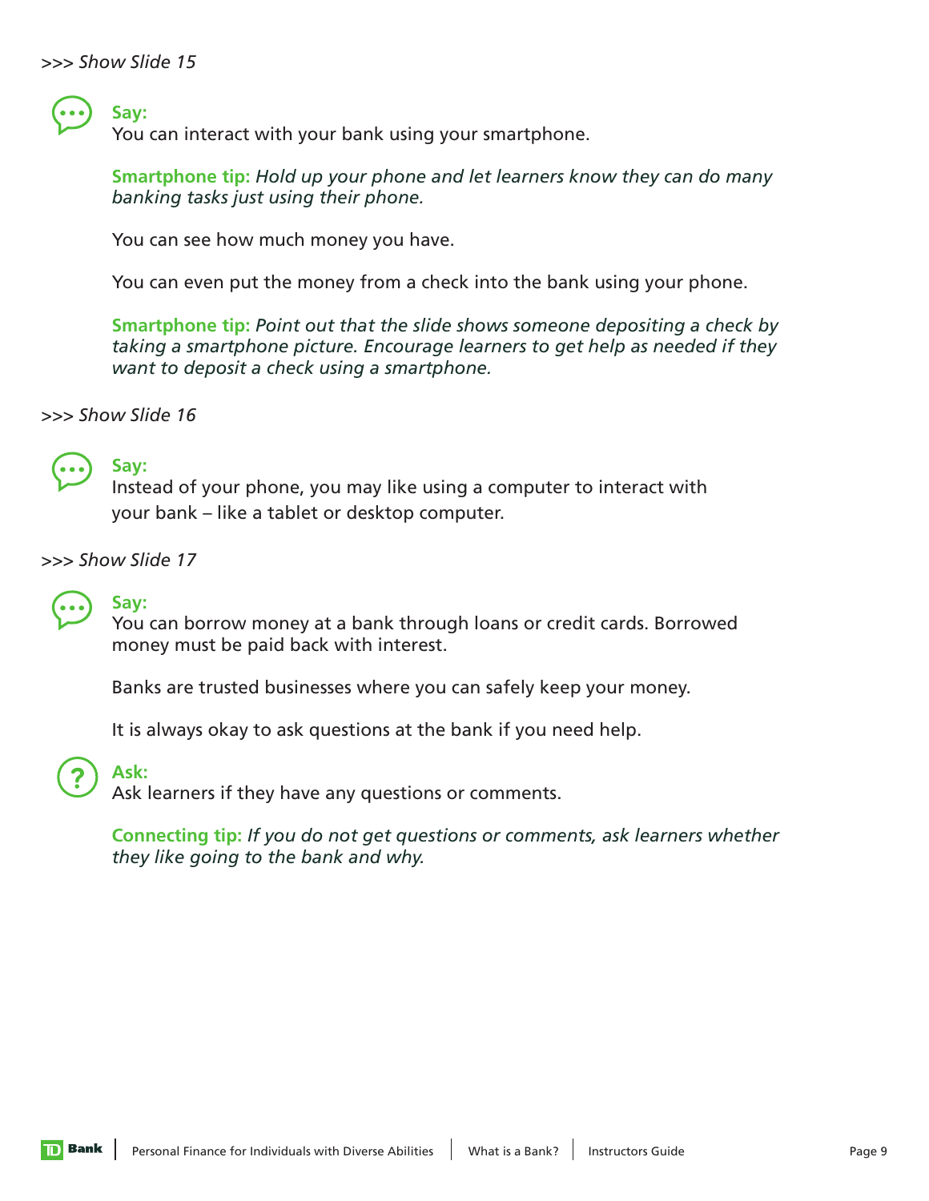*>>> Show Slide 15*

**Say:**
You can interact with your bank using your smartphone.

**Smartphone tip:** *Hold up your phone and let learners know they can do many banking tasks just using their phone.*

You can see how much money you have.

You can even put the money from a check into the bank using your phone.

**Smartphone tip:** *Point out that the slide shows someone depositing a check by taking a smartphone picture. Encourage learners to get help as needed if they want to deposit a check using a smartphone.*

*>>> Show Slide 16*

**Say:**
Instead of your phone, you may like using a computer to interact with your bank – like a tablet or desktop computer.

*>>> Show Slide 17*

**Say:**
You can borrow money at a bank through loans or credit cards. Borrowed money must be paid back with interest.

Banks are trusted businesses where you can safely keep your money.

It is always okay to ask questions at the bank if you need help.

**Ask:**
Ask learners if they have any questions or comments.

**Connecting tip:** *If you do not get questions or comments, ask learners whether they like going to the bank and why.*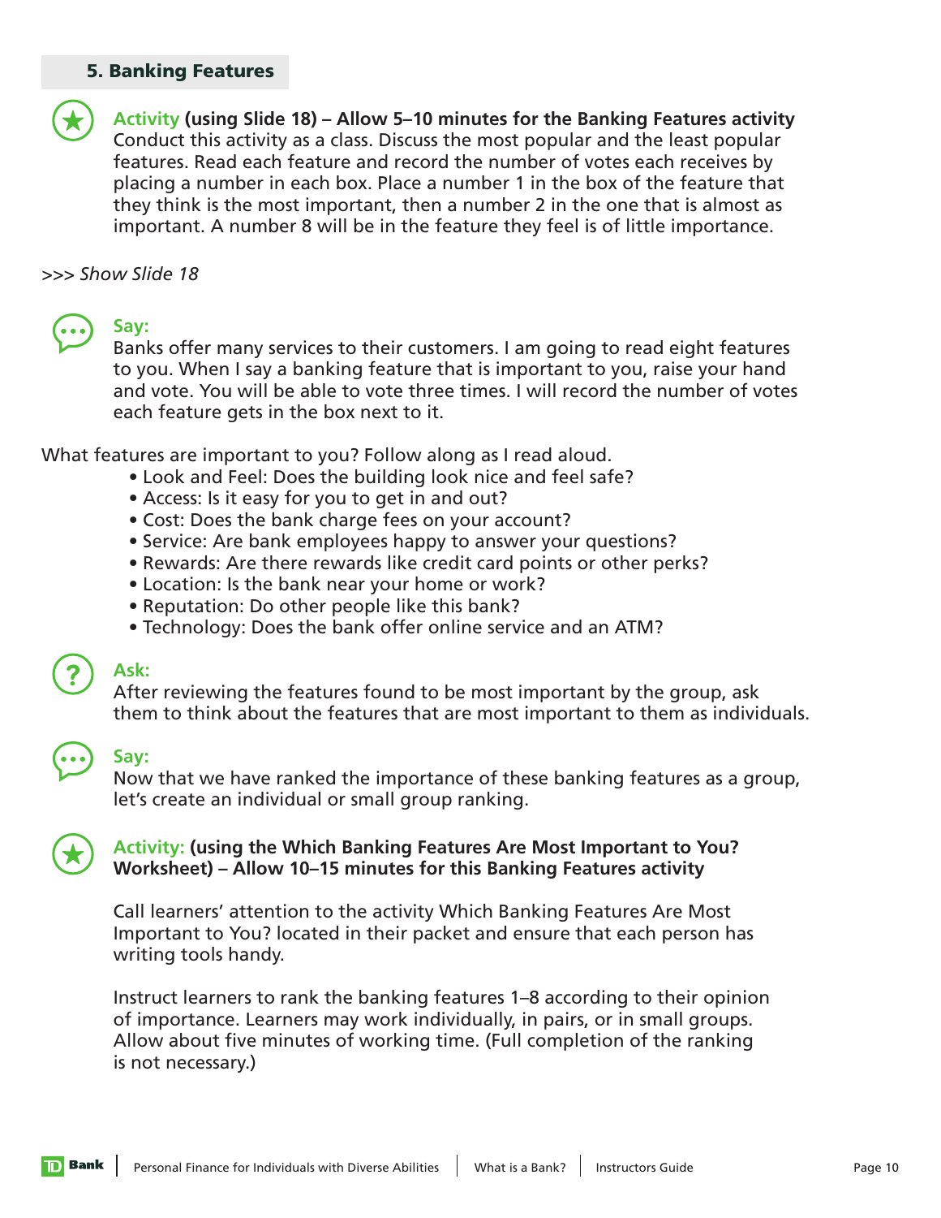## 5. Banking Features

**Activity (using Slide 18) – Allow 5–10 minutes for the Banking Features activity**
Conduct this activity as a class. Discuss the most popular and the least popular features. Read each feature and record the number of votes each receives by placing a number in each box. Place a number 1 in the box of the feature that they think is the most important, then a number 2 in the one that is almost as important. A number 8 will be in the feature they feel is of little importance.

*>>> Show Slide 18*

**Say:**
Banks offer many services to their customers. I am going to read eight features to you. When I say a banking feature that is important to you, raise your hand and vote. You will be able to vote three times. I will record the number of votes each feature gets in the box next to it.

What features are important to you? Follow along as I read aloud.

- Look and Feel: Does the building look nice and feel safe?
- Access: Is it easy for you to get in and out?
- Cost: Does the bank charge fees on your account?
- Service: Are bank employees happy to answer your questions?
- Rewards: Are there rewards like credit card points or other perks?
- Location: Is the bank near your home or work?
- Reputation: Do other people like this bank?
- Technology: Does the bank offer online service and an ATM?

**Ask:**
After reviewing the features found to be most important by the group, ask them to think about the features that are most important to them as individuals.

**Say:**
Now that we have ranked the importance of these banking features as a group, let's create an individual or small group ranking.

**Activity: (using the Which Banking Features Are Most Important to You? Worksheet) – Allow 10–15 minutes for this Banking Features activity**

Call learners' attention to the activity Which Banking Features Are Most Important to You? located in their packet and ensure that each person has writing tools handy.

Instruct learners to rank the banking features 1–8 according to their opinion of importance. Learners may work individually, in pairs, or in small groups. Allow about five minutes of working time. (Full completion of the ranking is not necessary.)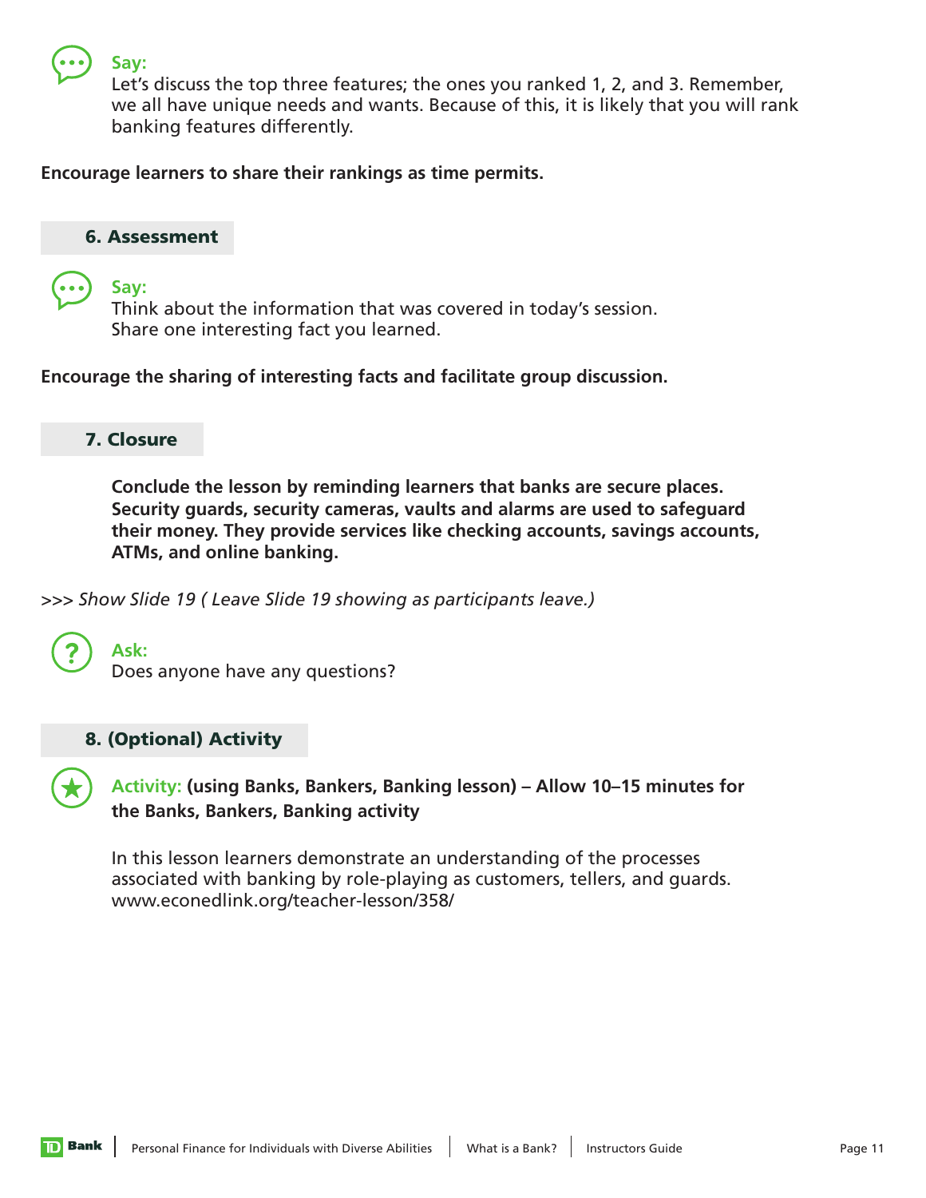**Say:**
Let's discuss the top three features; the ones you ranked 1, 2, and 3. Remember, we all have unique needs and wants. Because of this, it is likely that you will rank banking features differently.

**Encourage learners to share their rankings as time permits.**

## 6. Assessment

**Say:**
Think about the information that was covered in today's session.
Share one interesting fact you learned.

**Encourage the sharing of interesting facts and facilitate group discussion.**

## 7. Closure

**Conclude the lesson by reminding learners that banks are secure places. Security guards, security cameras, vaults and alarms are used to safeguard their money. They provide services like checking accounts, savings accounts, ATMs, and online banking.**

*>>> Show Slide 19 ( Leave Slide 19 showing as participants leave.)*

**Ask:**
Does anyone have any questions?

## 8. (Optional) Activity

**Activity: (using Banks, Bankers, Banking lesson) – Allow 10–15 minutes for the Banks, Bankers, Banking activity**

In this lesson learners demonstrate an understanding of the processes associated with banking by role-playing as customers, tellers, and guards.
www.econedlink.org/teacher-lesson/358/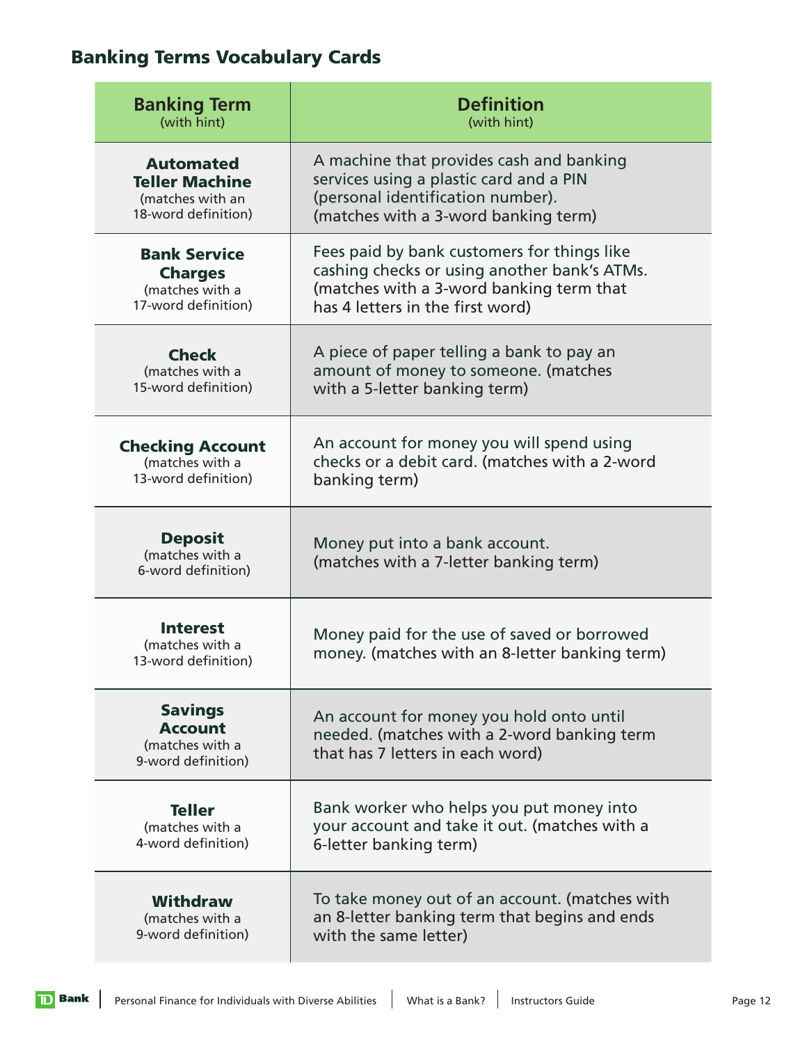## Banking Terms Vocabulary Cards

| **Banking Term** (with hint) | **Definition** (with hint) |
|---|---|
| **Automated Teller Machine** (matches with an 18-word definition) | A machine that provides cash and banking services using a plastic card and a PIN (personal identification number). (matches with a 3-word banking term) |
| **Bank Service Charges** (matches with a 17-word definition) | Fees paid by bank customers for things like cashing checks or using another bank's ATMs. (matches with a 3-word banking term that has 4 letters in the first word) |
| **Check** (matches with a 15-word definition) | A piece of paper telling a bank to pay an amount of money to someone. (matches with a 5-letter banking term) |
| **Checking Account** (matches with a 13-word definition) | An account for money you will spend using checks or a debit card. (matches with a 2-word banking term) |
| **Deposit** (matches with a 6-word definition) | Money put into a bank account. (matches with a 7-letter banking term) |
| **Interest** (matches with a 13-word definition) | Money paid for the use of saved or borrowed money. (matches with an 8-letter banking term) |
| **Savings Account** (matches with a 9-word definition) | An account for money you hold onto until needed. (matches with a 2-word banking term that has 7 letters in each word) |
| **Teller** (matches with a 4-word definition) | Bank worker who helps you put money into your account and take it out. (matches with a 6-letter banking term) |
| **Withdraw** (matches with a 9-word definition) | To take money out of an account. (matches with an 8-letter banking term that begins and ends with the same letter) |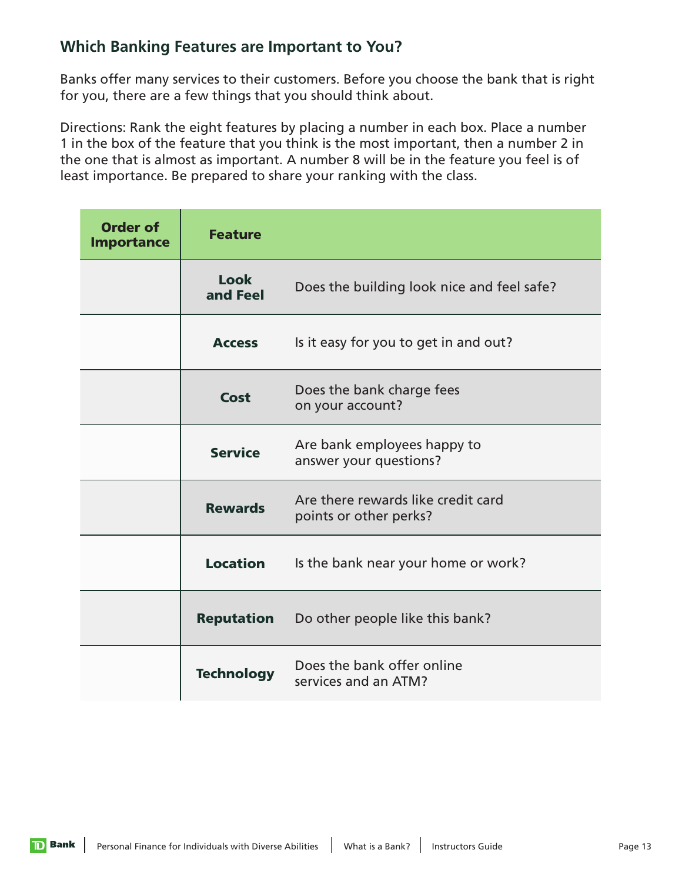## Which Banking Features are Important to You?

Banks offer many services to their customers. Before you choose the bank that is right for you, there are a few things that you should think about.

Directions: Rank the eight features by placing a number in each box. Place a number 1 in the box of the feature that you think is the most important, then a number 2 in the one that is almost as important. A number 8 will be in the feature you feel is of least importance. Be prepared to share your ranking with the class.

| Order of Importance | Feature | |
| --- | --- | --- |
| | **Look and Feel** | Does the building look nice and feel safe? |
| | **Access** | Is it easy for you to get in and out? |
| | **Cost** | Does the bank charge fees on your account? |
| | **Service** | Are bank employees happy to answer your questions? |
| | **Rewards** | Are there rewards like credit card points or other perks? |
| | **Location** | Is the bank near your home or work? |
| | **Reputation** | Do other people like this bank? |
| | **Technology** | Does the bank offer online services and an ATM? |